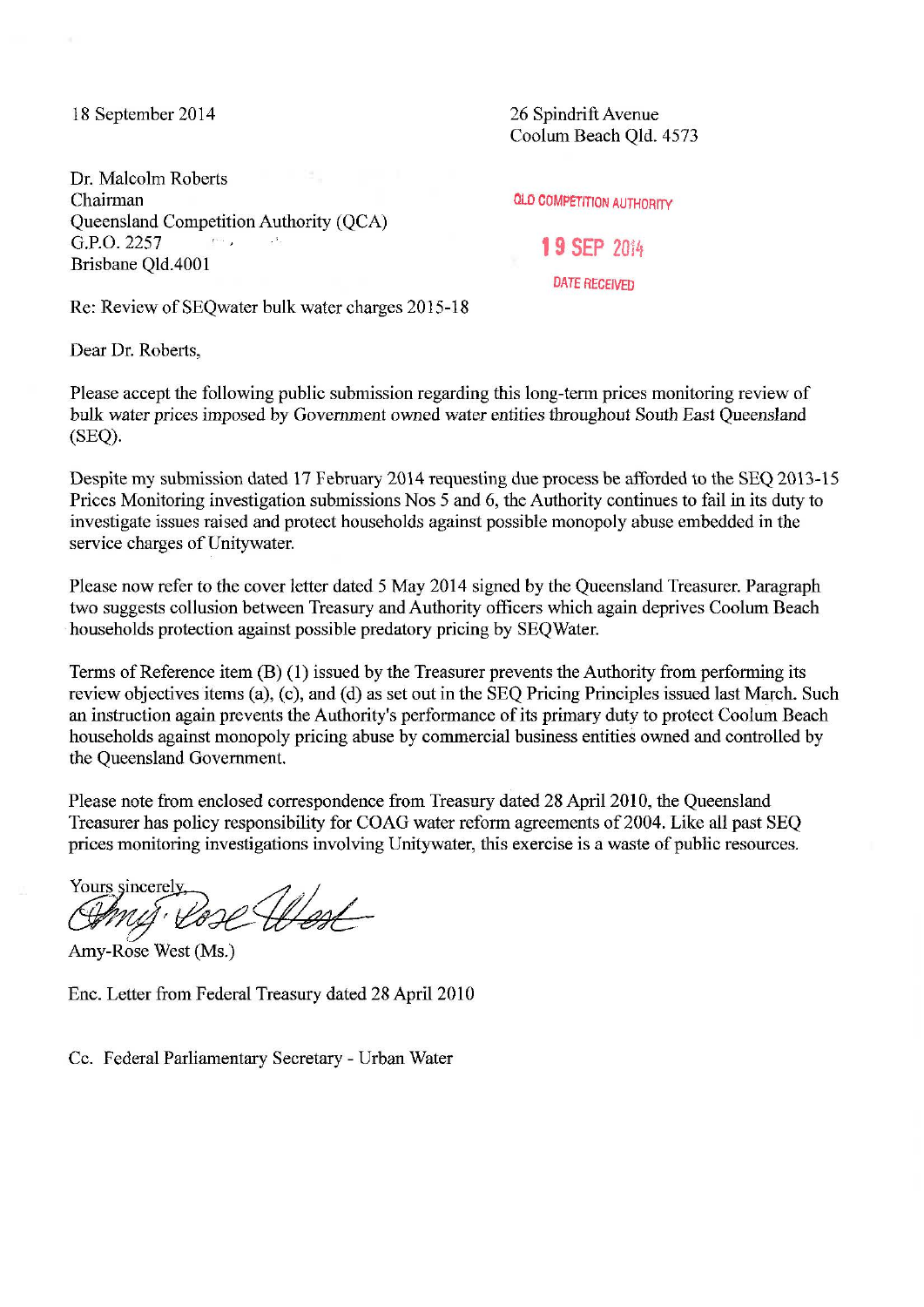18 September 2014

26 Spindrift Avenue
Coolum Beach Qld. 4573

Dr. Malcolm Roberts
Chairman
Queensland Competition Authority (QCA)
G.P.O. 2257
Brisbane Qld.4001

QLD COMPETITION AUTHORITY

19 SEP 2014

DATE RECEIVED

Re: Review of SEQwater bulk water charges 2015-18

Dear Dr. Roberts,

Please accept the following public submission regarding this long-term prices monitoring review of bulk water prices imposed by Government owned water entities throughout South East Queensland (SEQ).

Despite my submission dated 17 February 2014 requesting due process be afforded to the SEQ 2013-15 Prices Monitoring investigation submissions Nos 5 and 6, the Authority continues to fail in its duty to investigate issues raised and protect households against possible monopoly abuse embedded in the service charges of Unitywater.

Please now refer to the cover letter dated 5 May 2014 signed by the Queensland Treasurer. Paragraph two suggests collusion between Treasury and Authority officers which again deprives Coolum Beach households protection against possible predatory pricing by SEQWater.

Terms of Reference item (B) (1) issued by the Treasurer prevents the Authority from performing its review objectives items (a), (c), and (d) as set out in the SEQ Pricing Principles issued last March. Such an instruction again prevents the Authority's performance of its primary duty to protect Coolum Beach households against monopoly pricing abuse by commercial business entities owned and controlled by the Queensland Government.

Please note from enclosed correspondence from Treasury dated 28 April 2010, the Queensland Treasurer has policy responsibility for COAG water reform agreements of 2004. Like all past SEQ prices monitoring investigations involving Unitywater, this exercise is a waste of public resources.

Yours sincerely,

Amy-Rose West

Amy-Rose West (Ms.)

Enc. Letter from Federal Treasury dated 28 April 2010

Cc. Federal Parliamentary Secretary - Urban Water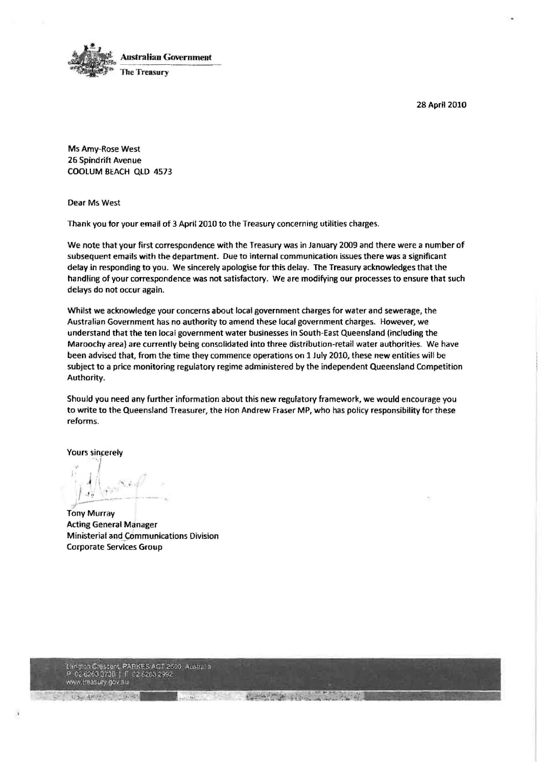Australian Government

The Treasury

28 April 2010

Ms Amy-Rose West
26 Spindrift Avenue
COOLUM BEACH QLD 4573

Dear Ms West

Thank you for your email of 3 April 2010 to the Treasury concerning utilities charges.

We note that your first correspondence with the Treasury was in January 2009 and there were a number of subsequent emails with the department. Due to internal communication issues there was a significant delay in responding to you. We sincerely apologise for this delay. The Treasury acknowledges that the handling of your correspondence was not satisfactory. We are modifying our processes to ensure that such delays do not occur again.

Whilst we acknowledge your concerns about local government charges for water and sewerage, the Australian Government has no authority to amend these local government charges. However, we understand that the ten local government water businesses in South-East Queensland (including the Maroochy area) are currently being consolidated into three distribution-retail water authorities. We have been advised that, from the time they commence operations on 1 July 2010, these new entities will be subject to a price monitoring regulatory regime administered by the independent Queensland Competition Authority.

Should you need any further information about this new regulatory framework, we would encourage you to write to the Queensland Treasurer, the Hon Andrew Fraser MP, who has policy responsibility for these reforms.

Yours sincerely

Tony Murray
Acting General Manager
Ministerial and Communications Division
Corporate Services Group

Langton Crescent PARKES ACT 2600 Australia
P 02 6263 3736 | F 02 6263 2992
www.treasury.gov.au